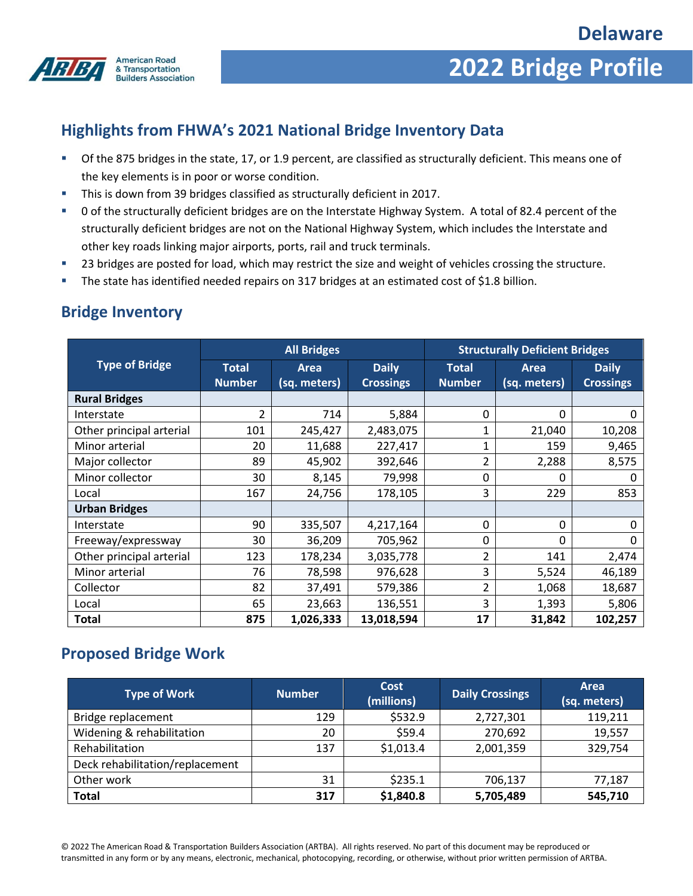American Road & Transportation Builders Association

# Delaware

# 2022 Bridge Profile

## Highlights from FHWA's 2021 National Bridge Inventory Data

- Of the 875 bridges in the state, 17, or 1.9 percent, are classified as structurally deficient. This means one of the key elements is in poor or worse condition.
- This is down from 39 bridges classified as structurally deficient in 2017.
- 0 of the structurally deficient bridges are on the Interstate Highway System. A total of 82.4 percent of the structurally deficient bridges are not on the National Highway System, which includes the Interstate and other key roads linking major airports, ports, rail and truck terminals.
- 23 bridges are posted for load, which may restrict the size and weight of vehicles crossing the structure.
- The state has identified needed repairs on 317 bridges at an estimated cost of $1.8 billion.

## Bridge Inventory

| Type of Bridge | All Bridges | | | Structurally Deficient Bridges | | |
|---|---|---|---|---|---|---|
| | Total Number | Area (sq. meters) | Daily Crossings | Total Number | Area (sq. meters) | Daily Crossings |
| **Rural Bridges** | | | | | | |
| Interstate | 2 | 714 | 5,884 | 0 | 0 | 0 |
| Other principal arterial | 101 | 245,427 | 2,483,075 | 1 | 21,040 | 10,208 |
| Minor arterial | 20 | 11,688 | 227,417 | 1 | 159 | 9,465 |
| Major collector | 89 | 45,902 | 392,646 | 2 | 2,288 | 8,575 |
| Minor collector | 30 | 8,145 | 79,998 | 0 | 0 | 0 |
| Local | 167 | 24,756 | 178,105 | 3 | 229 | 853 |
| **Urban Bridges** | | | | | | |
| Interstate | 90 | 335,507 | 4,217,164 | 0 | 0 | 0 |
| Freeway/expressway | 30 | 36,209 | 705,962 | 0 | 0 | 0 |
| Other principal arterial | 123 | 178,234 | 3,035,778 | 2 | 141 | 2,474 |
| Minor arterial | 76 | 78,598 | 976,628 | 3 | 5,524 | 46,189 |
| Collector | 82 | 37,491 | 579,386 | 2 | 1,068 | 18,687 |
| Local | 65 | 23,663 | 136,551 | 3 | 1,393 | 5,806 |
| **Total** | **875** | **1,026,333** | **13,018,594** | **17** | **31,842** | **102,257** |

## Proposed Bridge Work

| Type of Work | Number | Cost (millions) | Daily Crossings | Area (sq. meters) |
|---|---|---|---|---|
| Bridge replacement | 129 | $532.9 | 2,727,301 | 119,211 |
| Widening & rehabilitation | 20 | $59.4 | 270,692 | 19,557 |
| Rehabilitation | 137 | $1,013.4 | 2,001,359 | 329,754 |
| Deck rehabilitation/replacement | | | | |
| Other work | 31 | $235.1 | 706,137 | 77,187 |
| **Total** | **317** | **$1,840.8** | **5,705,489** | **545,710** |

© 2022 The American Road & Transportation Builders Association (ARTBA). All rights reserved. No part of this document may be reproduced or transmitted in any form or by any means, electronic, mechanical, photocopying, recording, or otherwise, without prior written permission of ARTBA.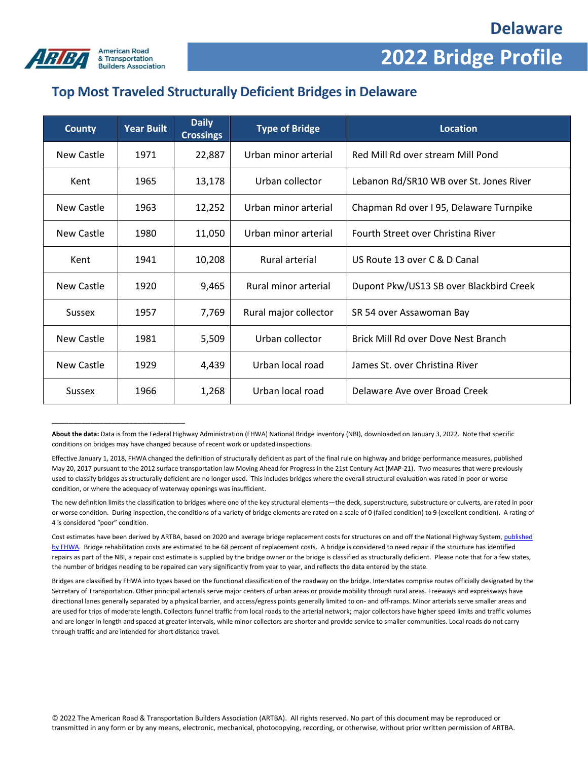# Delaware

## 2022 Bridge Profile

### Top Most Traveled Structurally Deficient Bridges in Delaware

| County | Year Built | Daily Crossings | Type of Bridge | Location |
|---|---|---|---|---|
| New Castle | 1971 | 22,887 | Urban minor arterial | Red Mill Rd over stream Mill Pond |
| Kent | 1965 | 13,178 | Urban collector | Lebanon Rd/SR10 WB over St. Jones River |
| New Castle | 1963 | 12,252 | Urban minor arterial | Chapman Rd over I 95, Delaware Turnpike |
| New Castle | 1980 | 11,050 | Urban minor arterial | Fourth Street over Christina River |
| Kent | 1941 | 10,208 | Rural arterial | US Route 13 over C & D Canal |
| New Castle | 1920 | 9,465 | Rural minor arterial | Dupont Pkw/US13 SB over Blackbird Creek |
| Sussex | 1957 | 7,769 | Rural major collector | SR 54 over Assawoman Bay |
| New Castle | 1981 | 5,509 | Urban collector | Brick Mill Rd over Dove Nest Branch |
| New Castle | 1929 | 4,439 | Urban local road | James St. over Christina River |
| Sussex | 1966 | 1,268 | Urban local road | Delaware Ave over Broad Creek |

---

**About the data:** Data is from the Federal Highway Administration (FHWA) National Bridge Inventory (NBI), downloaded on January 3, 2022. Note that specific conditions on bridges may have changed because of recent work or updated inspections.

Effective January 1, 2018, FHWA changed the definition of structurally deficient as part of the final rule on highway and bridge performance measures, published May 20, 2017 pursuant to the 2012 surface transportation law Moving Ahead for Progress in the 21st Century Act (MAP-21). Two measures that were previously used to classify bridges as structurally deficient are no longer used. This includes bridges where the overall structural evaluation was rated in poor or worse condition, or where the adequacy of waterway openings was insufficient.

The new definition limits the classification to bridges where one of the key structural elements—the deck, superstructure, substructure or culverts, are rated in poor or worse condition. During inspection, the conditions of a variety of bridge elements are rated on a scale of 0 (failed condition) to 9 (excellent condition). A rating of 4 is considered "poor" condition.

Cost estimates have been derived by ARTBA, based on 2020 and average bridge replacement costs for structures on and off the National Highway System, published by FHWA. Bridge rehabilitation costs are estimated to be 68 percent of replacement costs. A bridge is considered to need repair if the structure has identified repairs as part of the NBI, a repair cost estimate is supplied by the bridge owner or the bridge is classified as structurally deficient. Please note that for a few states, the number of bridges needing to be repaired can vary significantly from year to year, and reflects the data entered by the state.

Bridges are classified by FHWA into types based on the functional classification of the roadway on the bridge. Interstates comprise routes officially designated by the Secretary of Transportation. Other principal arterials serve major centers of urban areas or provide mobility through rural areas. Freeways and expressways have directional lanes generally separated by a physical barrier, and access/egress points generally limited to on- and off-ramps. Minor arterials serve smaller areas and are used for trips of moderate length. Collectors funnel traffic from local roads to the arterial network; major collectors have higher speed limits and traffic volumes and are longer in length and spaced at greater intervals, while minor collectors are shorter and provide service to smaller communities. Local roads do not carry through traffic and are intended for short distance travel.

© 2022 The American Road & Transportation Builders Association (ARTBA). All rights reserved. No part of this document may be reproduced or transmitted in any form or by any means, electronic, mechanical, photocopying, recording, or otherwise, without prior written permission of ARTBA.